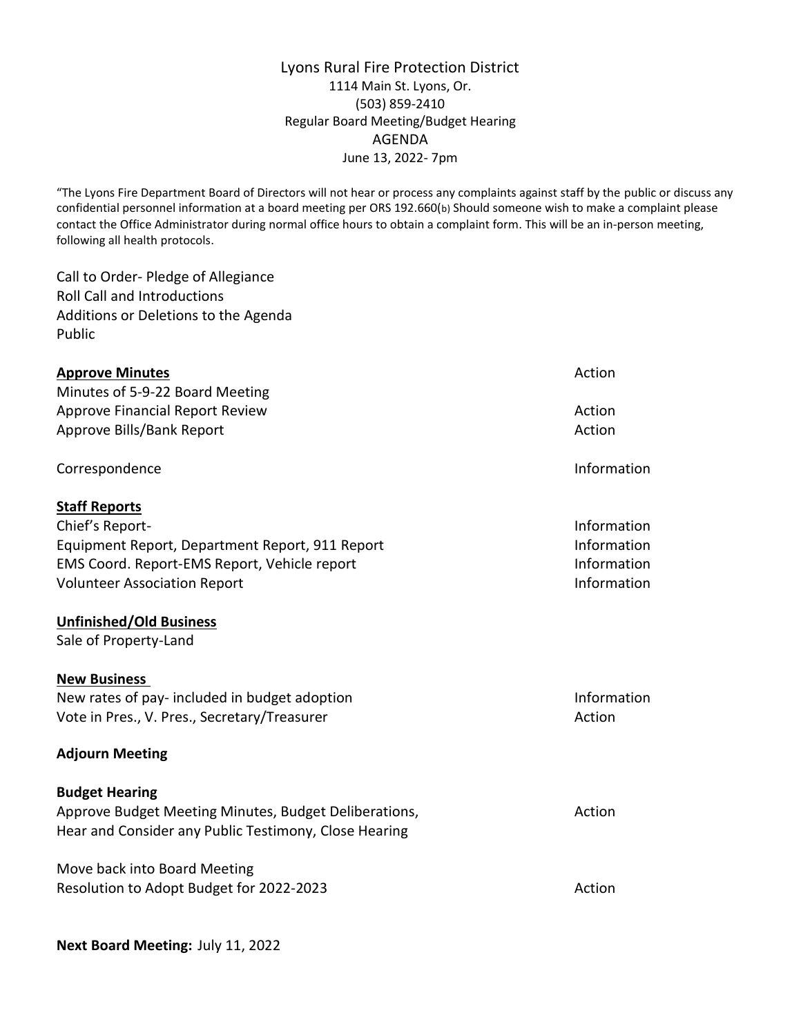# Lyons Rural Fire Protection District

1114 Main St. Lyons, Or.
(503) 859-2410
Regular Board Meeting/Budget Hearing
AGENDA
June 13, 2022- 7pm

"The Lyons Fire Department Board of Directors will not hear or process any complaints against staff by the public or discuss any confidential personnel information at a board meeting per ORS 192.660(b) Should someone wish to make a complaint please contact the Office Administrator during normal office hours to obtain a complaint form. This will be an in-person meeting, following all health protocols.

Call to Order- Pledge of Allegiance
Roll Call and Introductions
Additions or Deletions to the Agenda
Public

| | |
|---|---|
| **<u>Approve Minutes</u>** | Action |
| Minutes of 5-9-22 Board Meeting | |
| Approve Financial Report Review | Action |
| Approve Bills/Bank Report | Action |
| | |
| Correspondence | Information |
| | |
| **<u>Staff Reports</u>** | |
| Chief's Report- | Information |
| Equipment Report, Department Report, 911 Report | Information |
| EMS Coord. Report-EMS Report, Vehicle report | Information |
| Volunteer Association Report | Information |
| | |
| **<u>Unfinished/Old Business</u>** | |
| Sale of Property-Land | |
| | |
| **<u>New Business</u>** | |
| New rates of pay- included in budget adoption | Information |
| Vote in Pres., V. Pres., Secretary/Treasurer | Action |

**Adjourn Meeting**

| | |
|---|---|
| **Budget Hearing** | |
| Approve Budget Meeting Minutes, Budget Deliberations, Hear and Consider any Public Testimony, Close Hearing | Action |
| | |
| Move back into Board Meeting | |
| Resolution to Adopt Budget for 2022-2023 | Action |

**Next Board Meeting:** July 11, 2022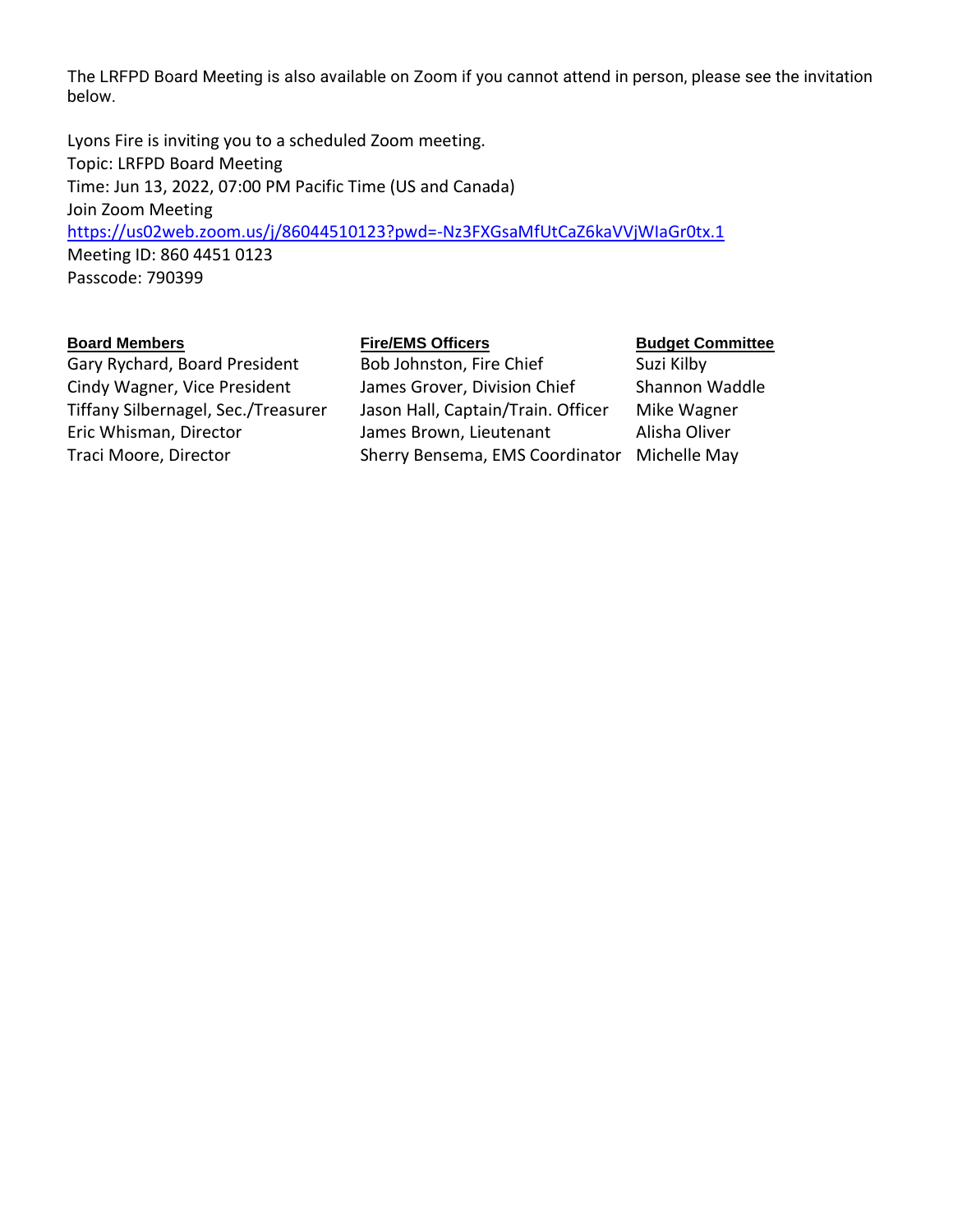The LRFPD Board Meeting is also available on Zoom if you cannot attend in person, please see the invitation below.

Lyons Fire is inviting you to a scheduled Zoom meeting.
Topic: LRFPD Board Meeting
Time: Jun 13, 2022, 07:00 PM Pacific Time (US and Canada)
Join Zoom Meeting
https://us02web.zoom.us/j/86044510123?pwd=-Nz3FXGsaMfUtCaZ6kaVVjWIaGr0tx.1
Meeting ID: 860 4451 0123
Passcode: 790399

| Board Members | Fire/EMS Officers | Budget Committee |
| --- | --- | --- |
| Gary Rychard, Board President | Bob Johnston, Fire Chief | Suzi Kilby |
| Cindy Wagner, Vice President | James Grover, Division Chief | Shannon Waddle |
| Tiffany Silbernagel, Sec./Treasurer | Jason Hall, Captain/Train. Officer | Mike Wagner |
| Eric Whisman, Director | James Brown, Lieutenant | Alisha Oliver |
| Traci Moore, Director | Sherry Bensema, EMS Coordinator | Michelle May |